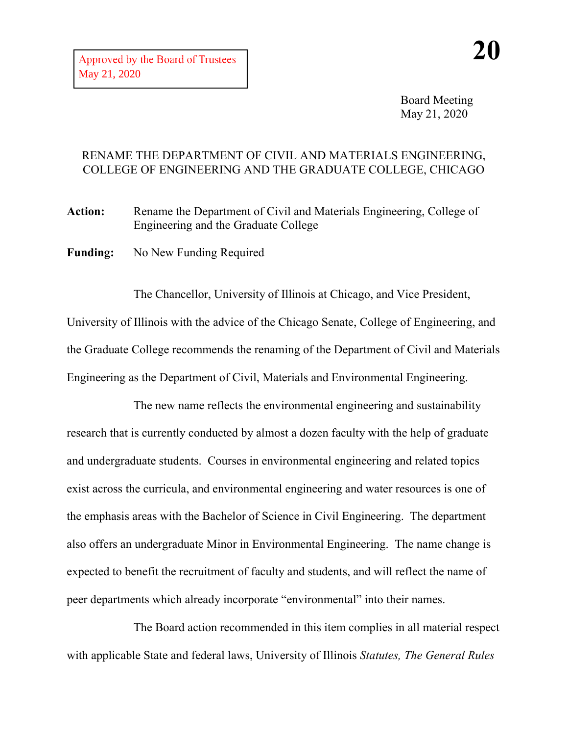Approved by the Board of Trustees
May 21, 2020

**20**

Board Meeting
May 21, 2020

RENAME THE DEPARTMENT OF CIVIL AND MATERIALS ENGINEERING, COLLEGE OF ENGINEERING AND THE GRADUATE COLLEGE, CHICAGO

**Action:** Rename the Department of Civil and Materials Engineering, College of Engineering and the Graduate College

**Funding:** No New Funding Required

The Chancellor, University of Illinois at Chicago, and Vice President, University of Illinois with the advice of the Chicago Senate, College of Engineering, and the Graduate College recommends the renaming of the Department of Civil and Materials Engineering as the Department of Civil, Materials and Environmental Engineering.

The new name reflects the environmental engineering and sustainability research that is currently conducted by almost a dozen faculty with the help of graduate and undergraduate students. Courses in environmental engineering and related topics exist across the curricula, and environmental engineering and water resources is one of the emphasis areas with the Bachelor of Science in Civil Engineering. The department also offers an undergraduate Minor in Environmental Engineering. The name change is expected to benefit the recruitment of faculty and students, and will reflect the name of peer departments which already incorporate "environmental" into their names.

The Board action recommended in this item complies in all material respect with applicable State and federal laws, University of Illinois *Statutes, The General Rules*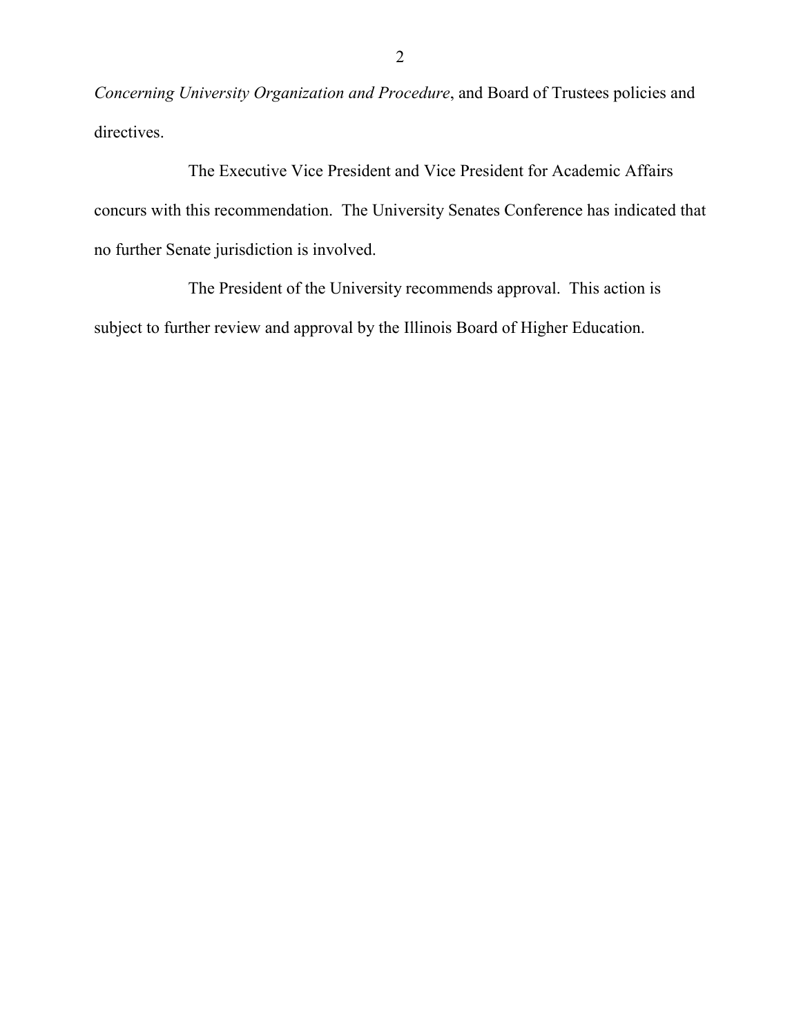*Concerning University Organization and Procedure*, and Board of Trustees policies and directives.

The Executive Vice President and Vice President for Academic Affairs concurs with this recommendation. The University Senates Conference has indicated that no further Senate jurisdiction is involved.

The President of the University recommends approval. This action is subject to further review and approval by the Illinois Board of Higher Education.